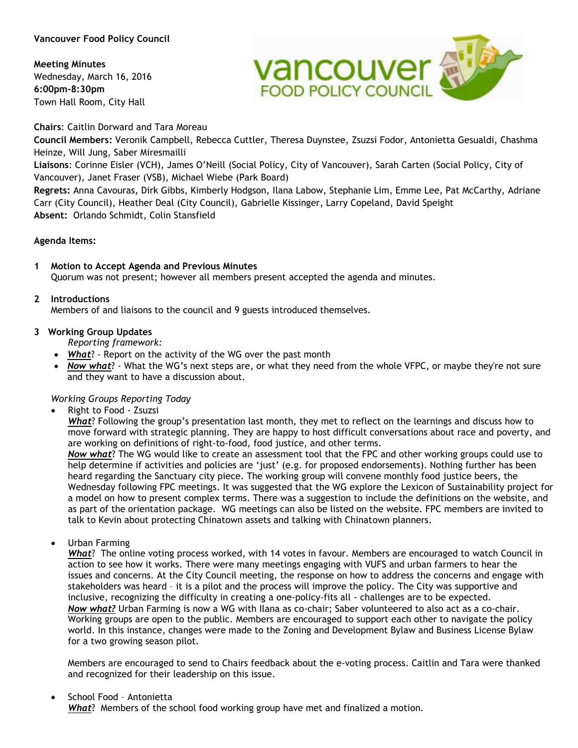**Vancouver Food Policy Council**

**Meeting Minutes**
Wednesday, March 16, 2016
**6:00pm-8:30pm**
Town Hall Room, City Hall

**Chairs**: Caitlin Dorward and Tara Moreau
**Council Members:** Veronik Campbell, Rebecca Cuttler, Theresa Duynstee, Zsuzsi Fodor, Antonietta Gesualdi, Chashma Heinze, Will Jung, Saber Miresmailli
**Liaisons**: Corinne Eisler (VCH), James O'Neill (Social Policy, City of Vancouver), Sarah Carten (Social Policy, City of Vancouver), Janet Fraser (VSB), Michael Wiebe (Park Board)
**Regrets:** Anna Cavouras, Dirk Gibbs, Kimberly Hodgson, Ilana Labow, Stephanie Lim, Emme Lee, Pat McCarthy, Adriane Carr (City Council), Heather Deal (City Council), Gabrielle Kissinger, Larry Copeland, David Speight
**Absent:** Orlando Schmidt, Colin Stansfield

**Agenda Items:**

**1 Motion to Accept Agenda and Previous Minutes**
Quorum was not present; however all members present accepted the agenda and minutes.

**2 Introductions**
Members of and liaisons to the council and 9 guests introduced themselves.

**3 Working Group Updates**
*Reporting framework:*

- ***What***? - Report on the activity of the WG over the past month
- ***Now what***? - What the WG's next steps are, or what they need from the whole VFPC, or maybe they're not sure and they want to have a discussion about.

*Working Groups Reporting Today*

- Right to Food - Zsuzsi
  ***What***? Following the group's presentation last month, they met to reflect on the learnings and discuss how to move forward with strategic planning. They are happy to host difficult conversations about race and poverty, and are working on definitions of right-to-food, food justice, and other terms.
  ***Now what***? The WG would like to create an assessment tool that the FPC and other working groups could use to help determine if activities and policies are 'just' (e.g. for proposed endorsements). Nothing further has been heard regarding the Sanctuary city piece. The working group will convene monthly food justice beers, the Wednesday following FPC meetings. It was suggested that the WG explore the Lexicon of Sustainability project for a model on how to present complex terms. There was a suggestion to include the definitions on the website, and as part of the orientation package. WG meetings can also be listed on the website. FPC members are invited to talk to Kevin about protecting Chinatown assets and talking with Chinatown planners.

- Urban Farming
  ***What***? The online voting process worked, with 14 votes in favour. Members are encouraged to watch Council in action to see how it works. There were many meetings engaging with VUFS and urban farmers to hear the issues and concerns. At the City Council meeting, the response on how to address the concerns and engage with stakeholders was heard – it is a pilot and the process will improve the policy. The City was supportive and inclusive, recognizing the difficulty in creating a one-policy-fits all - challenges are to be expected.
  ***Now what?*** Urban Farming is now a WG with Ilana as co-chair; Saber volunteered to also act as a co-chair. Working groups are open to the public. Members are encouraged to support each other to navigate the policy world. In this instance, changes were made to the Zoning and Development Bylaw and Business License Bylaw for a two growing season pilot.

  Members are encouraged to send to Chairs feedback about the e-voting process. Caitlin and Tara were thanked and recognized for their leadership on this issue.

- School Food – Antonietta
  ***What***? Members of the school food working group have met and finalized a motion.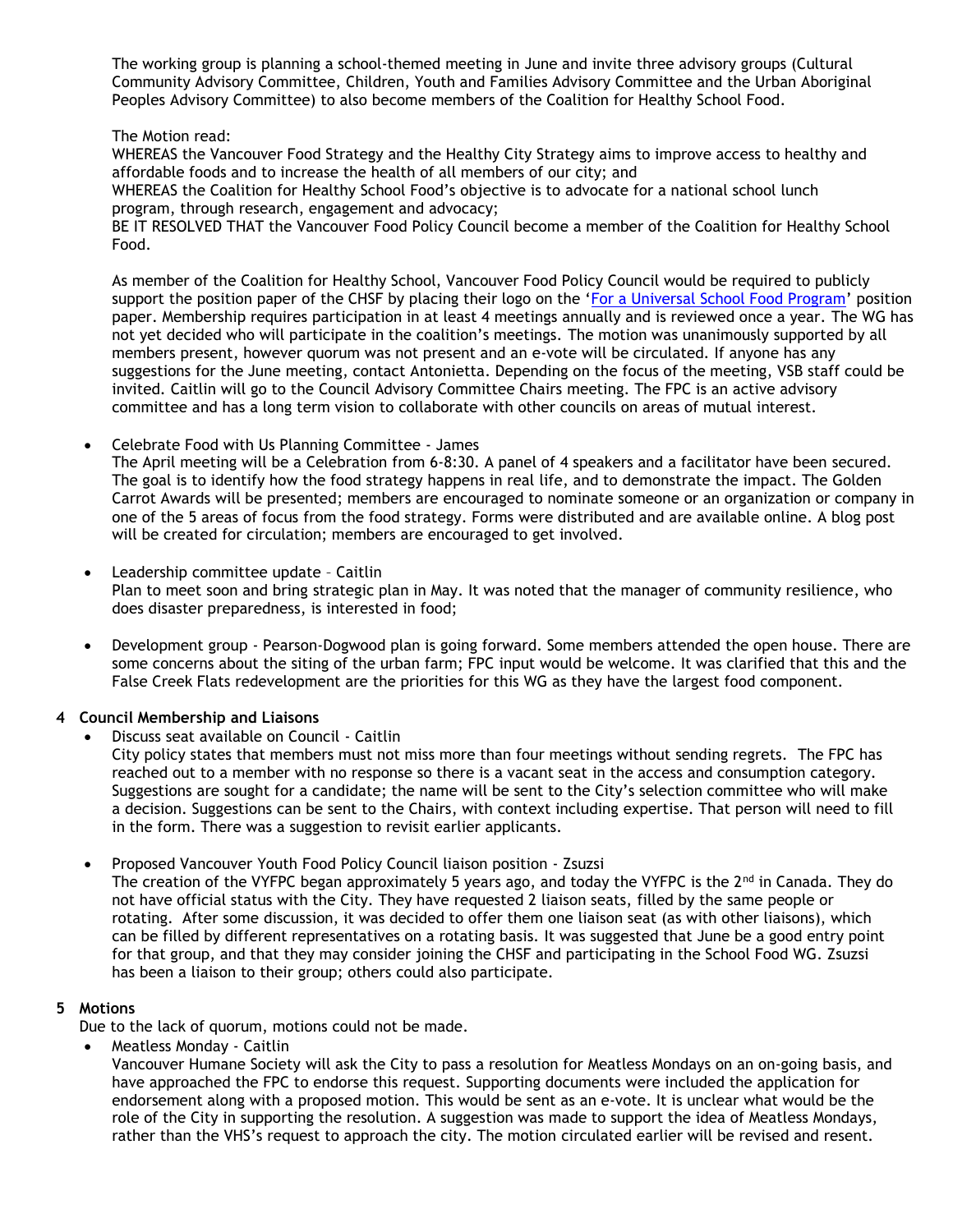The working group is planning a school-themed meeting in June and invite three advisory groups (Cultural Community Advisory Committee, Children, Youth and Families Advisory Committee and the Urban Aboriginal Peoples Advisory Committee) to also become members of the Coalition for Healthy School Food.

The Motion read:
WHEREAS the Vancouver Food Strategy and the Healthy City Strategy aims to improve access to healthy and affordable foods and to increase the health of all members of our city; and
WHEREAS the Coalition for Healthy School Food's objective is to advocate for a national school lunch program, through research, engagement and advocacy;
BE IT RESOLVED THAT the Vancouver Food Policy Council become a member of the Coalition for Healthy School Food.

As member of the Coalition for Healthy School, Vancouver Food Policy Council would be required to publicly support the position paper of the CHSF by placing their logo on the 'For a Universal School Food Program' position paper. Membership requires participation in at least 4 meetings annually and is reviewed once a year. The WG has not yet decided who will participate in the coalition's meetings. The motion was unanimously supported by all members present, however quorum was not present and an e-vote will be circulated. If anyone has any suggestions for the June meeting, contact Antonietta. Depending on the focus of the meeting, VSB staff could be invited. Caitlin will go to the Council Advisory Committee Chairs meeting. The FPC is an active advisory committee and has a long term vision to collaborate with other councils on areas of mutual interest.

- Celebrate Food with Us Planning Committee - James
  The April meeting will be a Celebration from 6-8:30. A panel of 4 speakers and a facilitator have been secured. The goal is to identify how the food strategy happens in real life, and to demonstrate the impact. The Golden Carrot Awards will be presented; members are encouraged to nominate someone or an organization or company in one of the 5 areas of focus from the food strategy. Forms were distributed and are available online. A blog post will be created for circulation; members are encouraged to get involved.

- Leadership committee update – Caitlin
  Plan to meet soon and bring strategic plan in May. It was noted that the manager of community resilience, who does disaster preparedness, is interested in food;

- Development group - Pearson-Dogwood plan is going forward. Some members attended the open house. There are some concerns about the siting of the urban farm; FPC input would be welcome. It was clarified that this and the False Creek Flats redevelopment are the priorities for this WG as they have the largest food component.

## 4 Council Membership and Liaisons

- Discuss seat available on Council - Caitlin
  City policy states that members must not miss more than four meetings without sending regrets. The FPC has reached out to a member with no response so there is a vacant seat in the access and consumption category. Suggestions are sought for a candidate; the name will be sent to the City's selection committee who will make a decision. Suggestions can be sent to the Chairs, with context including expertise. That person will need to fill in the form. There was a suggestion to revisit earlier applicants.

- Proposed Vancouver Youth Food Policy Council liaison position - Zsuzsi
  The creation of the VYFPC began approximately 5 years ago, and today the VYFPC is the 2nd in Canada. They do not have official status with the City. They have requested 2 liaison seats, filled by the same people or rotating. After some discussion, it was decided to offer them one liaison seat (as with other liaisons), which can be filled by different representatives on a rotating basis. It was suggested that June be a good entry point for that group, and that they may consider joining the CHSF and participating in the School Food WG. Zsuzsi has been a liaison to their group; others could also participate.

## 5 Motions

Due to the lack of quorum, motions could not be made.

- Meatless Monday - Caitlin
  Vancouver Humane Society will ask the City to pass a resolution for Meatless Mondays on an on-going basis, and have approached the FPC to endorse this request. Supporting documents were included the application for endorsement along with a proposed motion. This would be sent as an e-vote. It is unclear what would be the role of the City in supporting the resolution. A suggestion was made to support the idea of Meatless Mondays, rather than the VHS's request to approach the city. The motion circulated earlier will be revised and resent.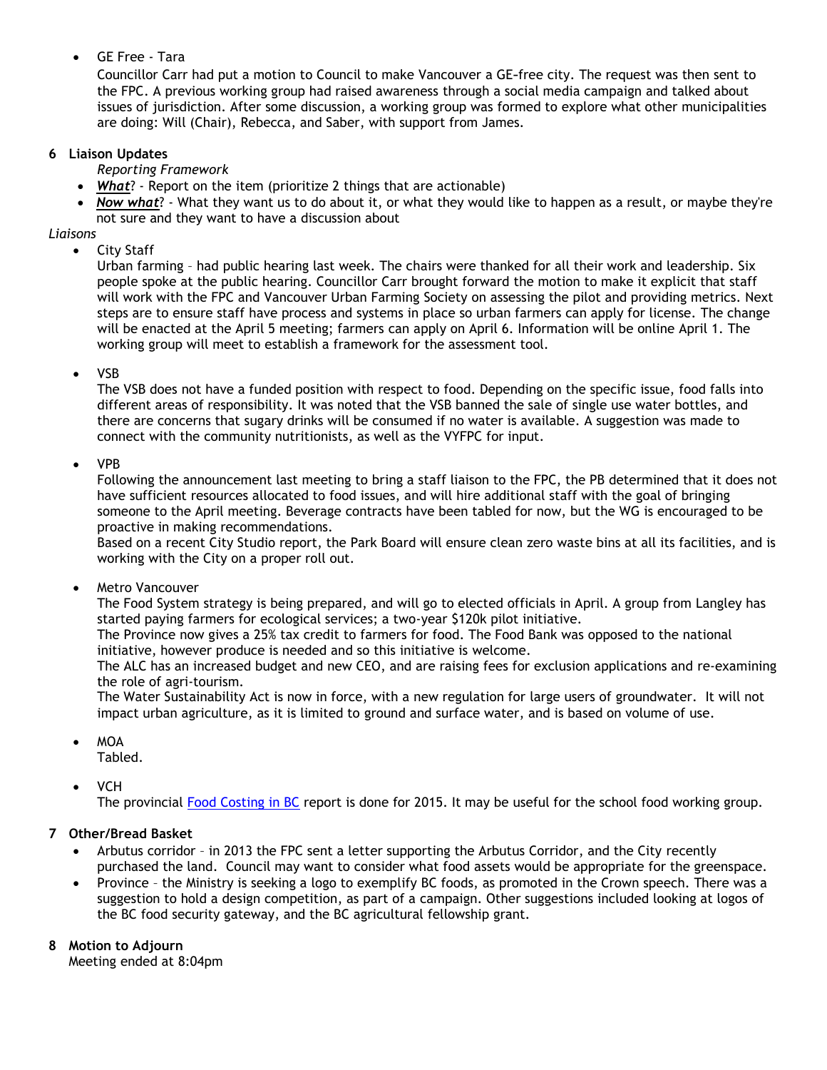- GE Free - Tara

  Councillor Carr had put a motion to Council to make Vancouver a GE-free city. The request was then sent to the FPC. A previous working group had raised awareness through a social media campaign and talked about issues of jurisdiction. After some discussion, a working group was formed to explore what other municipalities are doing: Will (Chair), Rebecca, and Saber, with support from James.

## 6 Liaison Updates

*Reporting Framework*

- ***What***? - Report on the item (prioritize 2 things that are actionable)
- ***Now what***? - What they want us to do about it, or what they would like to happen as a result, or maybe they're not sure and they want to have a discussion about

*Liaisons*

- City Staff

  Urban farming – had public hearing last week. The chairs were thanked for all their work and leadership. Six people spoke at the public hearing. Councillor Carr brought forward the motion to make it explicit that staff will work with the FPC and Vancouver Urban Farming Society on assessing the pilot and providing metrics. Next steps are to ensure staff have process and systems in place so urban farmers can apply for license. The change will be enacted at the April 5 meeting; farmers can apply on April 6. Information will be online April 1. The working group will meet to establish a framework for the assessment tool.

- VSB

  The VSB does not have a funded position with respect to food. Depending on the specific issue, food falls into different areas of responsibility. It was noted that the VSB banned the sale of single use water bottles, and there are concerns that sugary drinks will be consumed if no water is available. A suggestion was made to connect with the community nutritionists, as well as the VYFPC for input.

- VPB

  Following the announcement last meeting to bring a staff liaison to the FPC, the PB determined that it does not have sufficient resources allocated to food issues, and will hire additional staff with the goal of bringing someone to the April meeting. Beverage contracts have been tabled for now, but the WG is encouraged to be proactive in making recommendations.

  Based on a recent City Studio report, the Park Board will ensure clean zero waste bins at all its facilities, and is working with the City on a proper roll out.

- Metro Vancouver

  The Food System strategy is being prepared, and will go to elected officials in April. A group from Langley has started paying farmers for ecological services; a two-year $120k pilot initiative.

  The Province now gives a 25% tax credit to farmers for food. The Food Bank was opposed to the national initiative, however produce is needed and so this initiative is welcome.

  The ALC has an increased budget and new CEO, and are raising fees for exclusion applications and re-examining the role of agri-tourism.

  The Water Sustainability Act is now in force, with a new regulation for large users of groundwater. It will not impact urban agriculture, as it is limited to ground and surface water, and is based on volume of use.

- MOA

  Tabled.

- VCH

  The provincial [Food Costing in BC] report is done for 2015. It may be useful for the school food working group.

## 7 Other/Bread Basket

- Arbutus corridor – in 2013 the FPC sent a letter supporting the Arbutus Corridor, and the City recently purchased the land. Council may want to consider what food assets would be appropriate for the greenspace.
- Province – the Ministry is seeking a logo to exemplify BC foods, as promoted in the Crown speech. There was a suggestion to hold a design competition, as part of a campaign. Other suggestions included looking at logos of the BC food security gateway, and the BC agricultural fellowship grant.

## 8 Motion to Adjourn

Meeting ended at 8:04pm